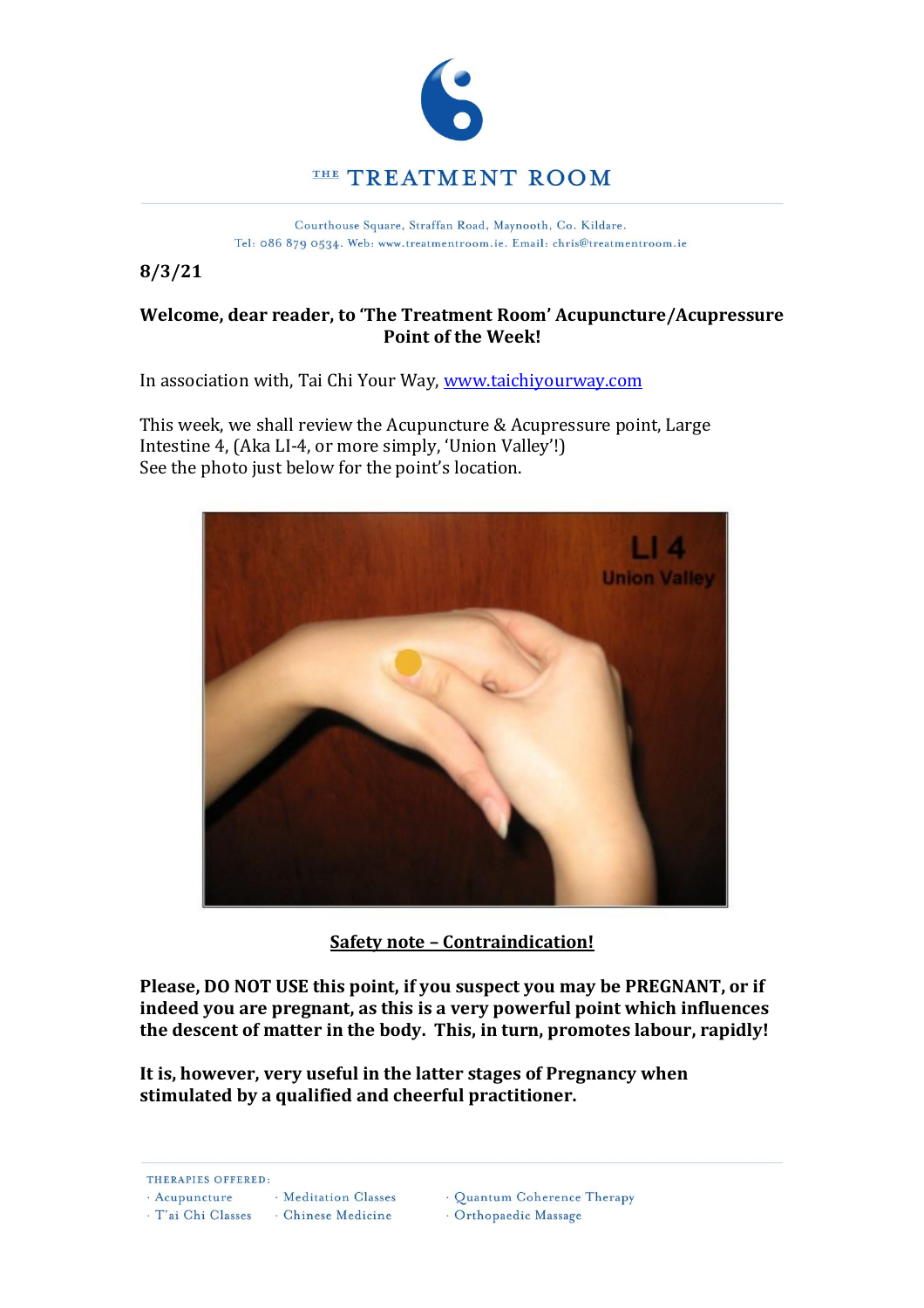# THE TREATMENT ROOM

Courthouse Square, Straffan Road, Maynooth, Co. Kildare.
Tel: 086 879 0534. Web: www.treatmentroom.ie. Email: chris@treatmentroom.ie

**8/3/21**

**Welcome, dear reader, to 'The Treatment Room' Acupuncture/Acupressure Point of the Week!**

In association with, Tai Chi Your Way, [www.taichiyourway.com](http://www.taichiyourway.com)

This week, we shall review the Acupuncture & Acupressure point, Large Intestine 4, (Aka LI-4, or more simply, 'Union Valley'!)
See the photo just below for the point's location.

LI 4
Union Valley

**Safety note – Contraindication!**

**Please, DO NOT USE this point, if you suspect you may be PREGNANT, or if indeed you are pregnant, as this is a very powerful point which influences the descent of matter in the body. This, in turn, promotes labour, rapidly!**

**It is, however, very useful in the latter stages of Pregnancy when stimulated by a qualified and cheerful practitioner.**

THERAPIES OFFERED:

- Acupuncture
- T'ai Chi Classes
- Meditation Classes
- Chinese Medicine
- Quantum Coherence Therapy
- Orthopaedic Massage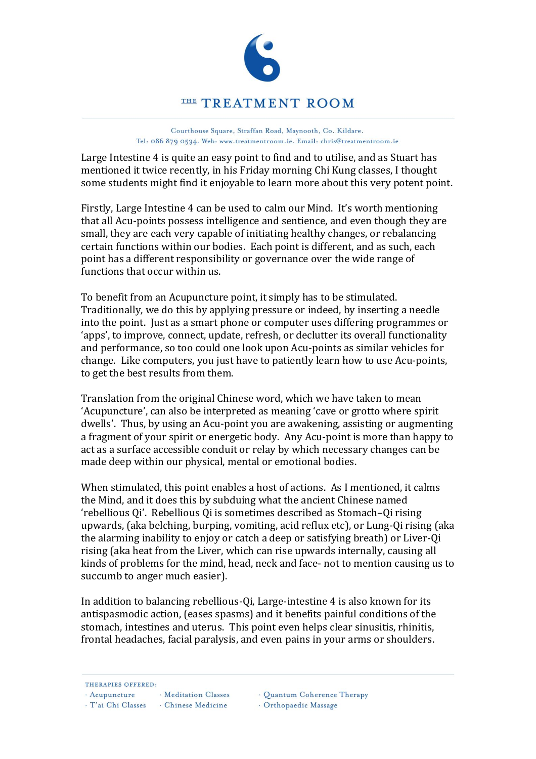Large Intestine 4 is quite an easy point to find and to utilise, and as Stuart has mentioned it twice recently, in his Friday morning Chi Kung classes, I thought some students might find it enjoyable to learn more about this very potent point.

Firstly, Large Intestine 4 can be used to calm our Mind. It's worth mentioning that all Acu-points possess intelligence and sentience, and even though they are small, they are each very capable of initiating healthy changes, or rebalancing certain functions within our bodies. Each point is different, and as such, each point has a different responsibility or governance over the wide range of functions that occur within us.

To benefit from an Acupuncture point, it simply has to be stimulated. Traditionally, we do this by applying pressure or indeed, by inserting a needle into the point. Just as a smart phone or computer uses differing programmes or 'apps', to improve, connect, update, refresh, or declutter its overall functionality and performance, so too could one look upon Acu-points as similar vehicles for change. Like computers, you just have to patiently learn how to use Acu-points, to get the best results from them.

Translation from the original Chinese word, which we have taken to mean 'Acupuncture', can also be interpreted as meaning 'cave or grotto where spirit dwells'. Thus, by using an Acu-point you are awakening, assisting or augmenting a fragment of your spirit or energetic body. Any Acu-point is more than happy to act as a surface accessible conduit or relay by which necessary changes can be made deep within our physical, mental or emotional bodies.

When stimulated, this point enables a host of actions. As I mentioned, it calms the Mind, and it does this by subduing what the ancient Chinese named 'rebellious Qi'. Rebellious Qi is sometimes described as Stomach–Qi rising upwards, (aka belching, burping, vomiting, acid reflux etc), or Lung-Qi rising (aka the alarming inability to enjoy or catch a deep or satisfying breath) or Liver-Qi rising (aka heat from the Liver, which can rise upwards internally, causing all kinds of problems for the mind, head, neck and face- not to mention causing us to succumb to anger much easier).

In addition to balancing rebellious-Qi, Large-intestine 4 is also known for its antispasmodic action, (eases spasms) and it benefits painful conditions of the stomach, intestines and uterus. This point even helps clear sinusitis, rhinitis, frontal headaches, facial paralysis, and even pains in your arms or shoulders.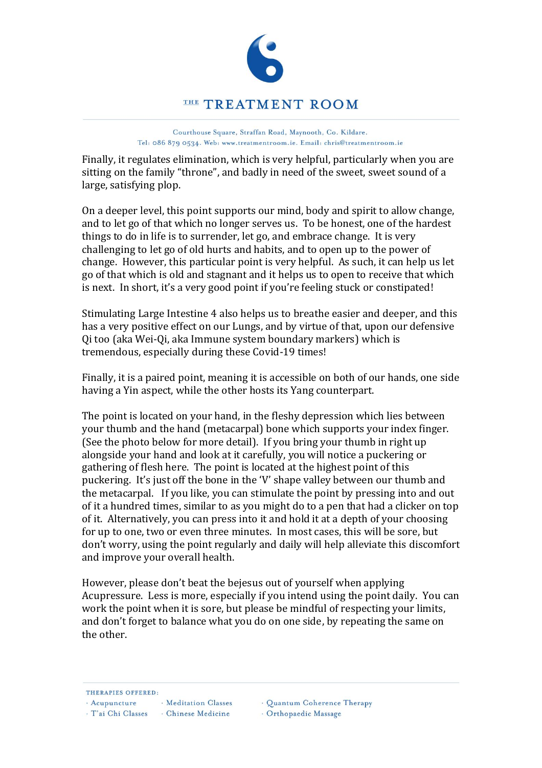Finally, it regulates elimination, which is very helpful, particularly when you are sitting on the family "throne", and badly in need of the sweet, sweet sound of a large, satisfying plop.

On a deeper level, this point supports our mind, body and spirit to allow change, and to let go of that which no longer serves us. To be honest, one of the hardest things to do in life is to surrender, let go, and embrace change. It is very challenging to let go of old hurts and habits, and to open up to the power of change. However, this particular point is very helpful. As such, it can help us let go of that which is old and stagnant and it helps us to open to receive that which is next. In short, it's a very good point if you're feeling stuck or constipated!

Stimulating Large Intestine 4 also helps us to breathe easier and deeper, and this has a very positive effect on our Lungs, and by virtue of that, upon our defensive Qi too (aka Wei-Qi, aka Immune system boundary markers) which is tremendous, especially during these Covid-19 times!

Finally, it is a paired point, meaning it is accessible on both of our hands, one side having a Yin aspect, while the other hosts its Yang counterpart.

The point is located on your hand, in the fleshy depression which lies between your thumb and the hand (metacarpal) bone which supports your index finger. (See the photo below for more detail). If you bring your thumb in right up alongside your hand and look at it carefully, you will notice a puckering or gathering of flesh here. The point is located at the highest point of this puckering. It's just off the bone in the 'V' shape valley between our thumb and the metacarpal. If you like, you can stimulate the point by pressing into and out of it a hundred times, similar to as you might do to a pen that had a clicker on top of it. Alternatively, you can press into it and hold it at a depth of your choosing for up to one, two or even three minutes. In most cases, this will be sore, but don't worry, using the point regularly and daily will help alleviate this discomfort and improve your overall health.

However, please don't beat the bejesus out of yourself when applying Acupressure. Less is more, especially if you intend using the point daily. You can work the point when it is sore, but please be mindful of respecting your limits, and don't forget to balance what you do on one side, by repeating the same on the other.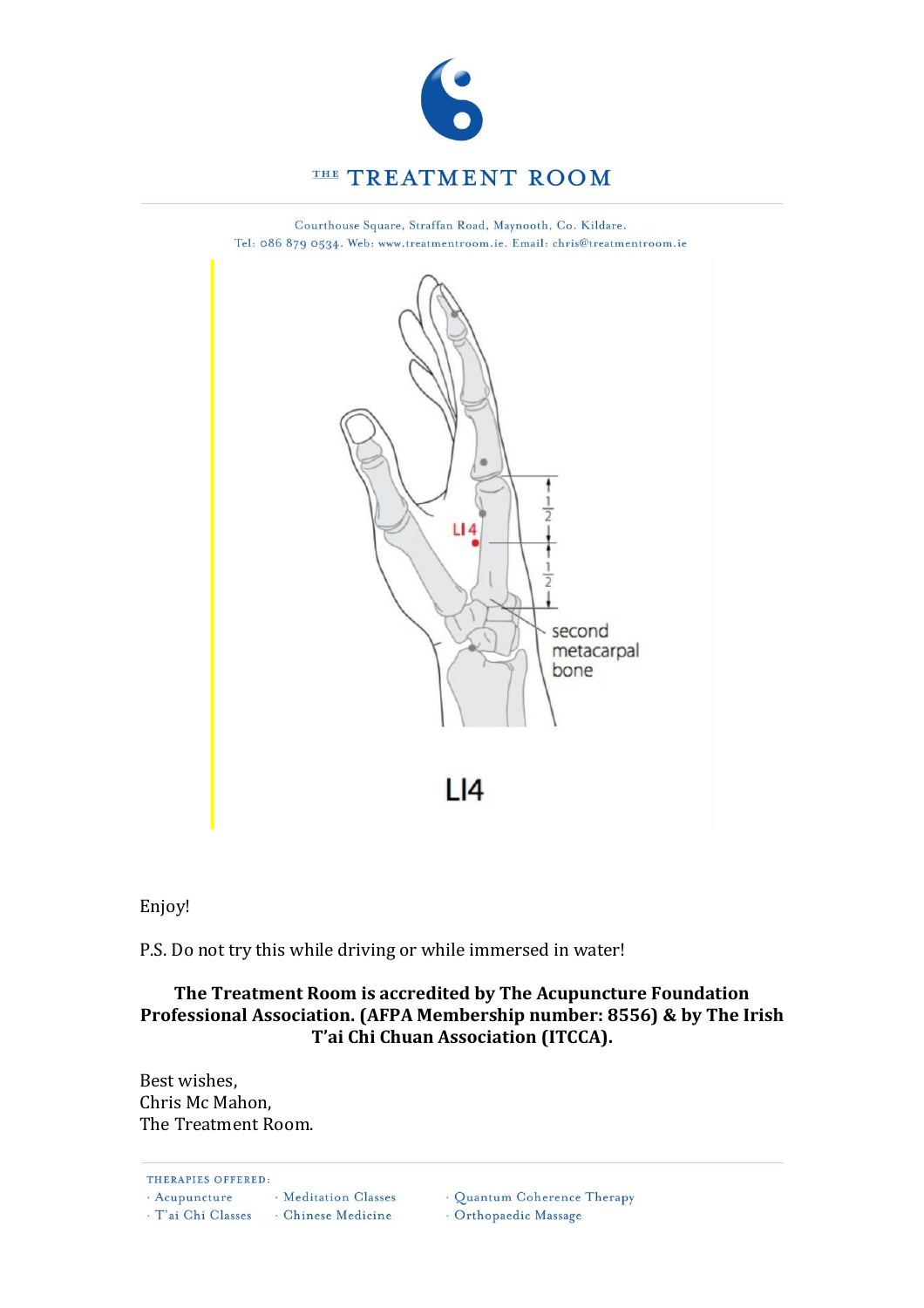Enjoy!

P.S. Do not try this while driving or while immersed in water!

**The Treatment Room is accredited by The Acupuncture Foundation Professional Association. (AFPA Membership number: 8556) & by The Irish T'ai Chi Chuan Association (ITCCA).**

Best wishes,
Chris Mc Mahon,
The Treatment Room.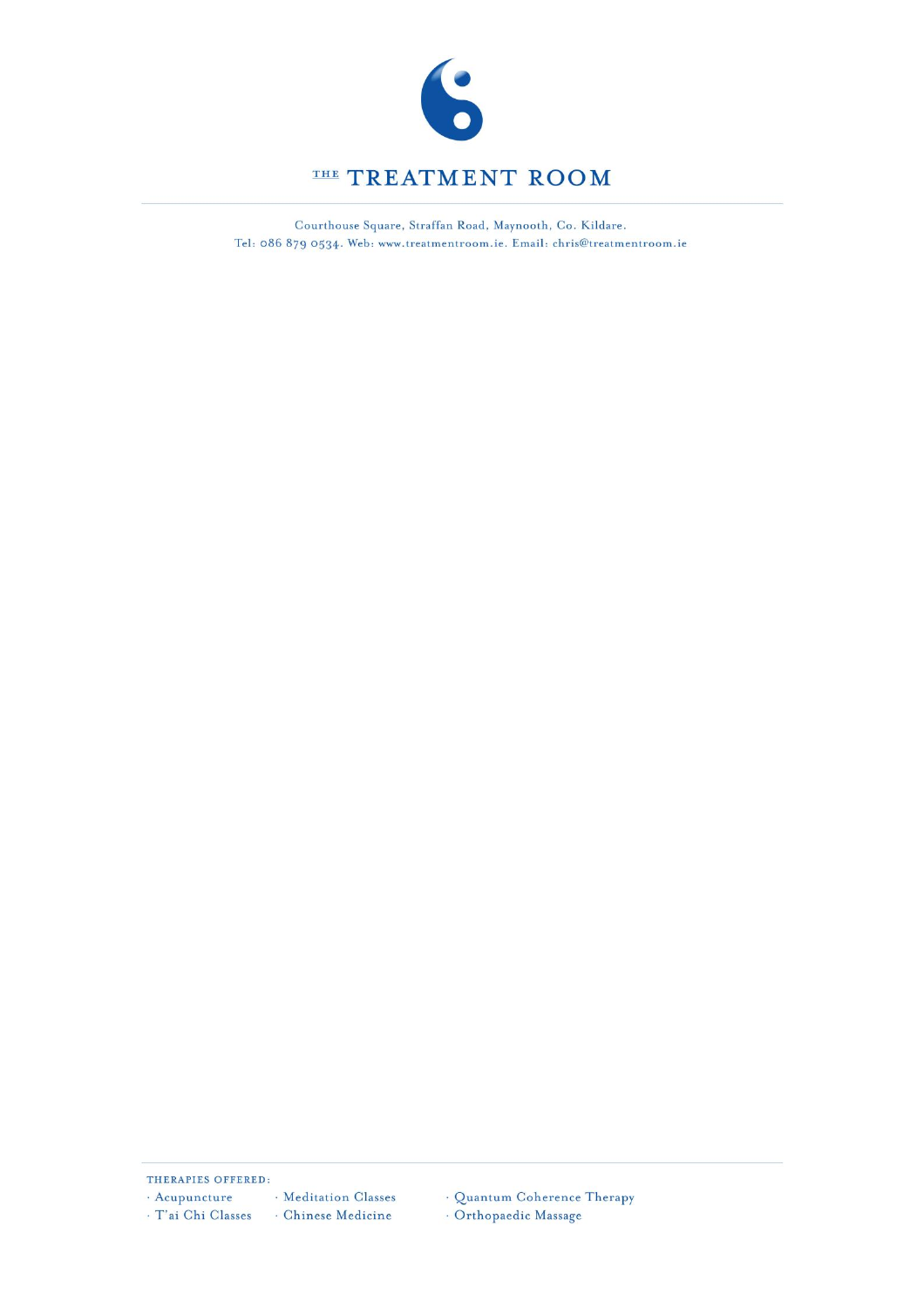THE TREATMENT ROOM

Courthouse Square, Straffan Road, Maynooth, Co. Kildare.
Tel: 086 879 0534. Web: www.treatmentroom.ie. Email: chris@treatmentroom.ie

THERAPIES OFFERED:

- Acupuncture
- T'ai Chi Classes
- Meditation Classes
- Chinese Medicine
- Quantum Coherence Therapy
- Orthopaedic Massage